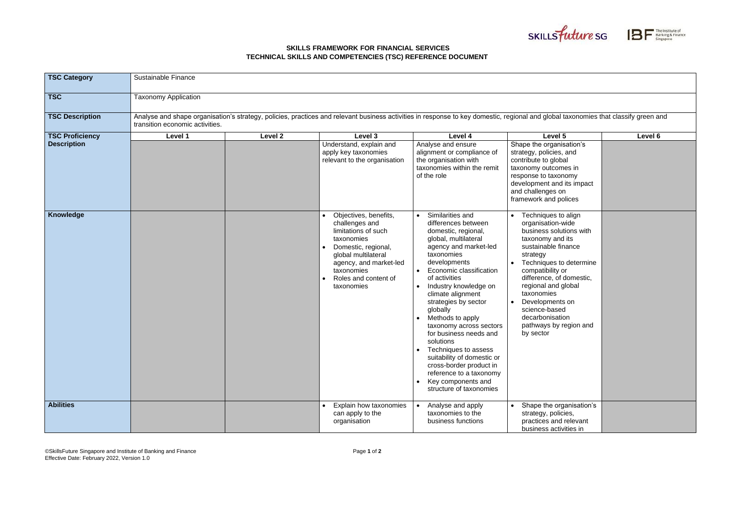**SKILLS FRAMEWORK FOR FINANCIAL SERVICES**
**TECHNICAL SKILLS AND COMPETENCIES (TSC) REFERENCE DOCUMENT**

| **TSC Category** | Sustainable Finance | | | | | |
|---|---|---|---|---|---|---|
| **TSC** | Taxonomy Application | | | | | |
| **TSC Description** | Analyse and shape organisation's strategy, policies, practices and relevant business activities in response to key domestic, regional and global taxonomies that classify green and transition economic activities. | | | | | |
| **TSC Proficiency Description** | **Level 1** | **Level 2** | **Level 3** | **Level 4** | **Level 5** | **Level 6** |
| | | | Understand, explain and apply key taxonomies relevant to the organisation | Analyse and ensure alignment or compliance of the organisation with taxonomies within the remit of the role | Shape the organisation's strategy, policies, and contribute to global taxonomy outcomes in response to taxonomy development and its impact and challenges on framework and polices | |
| **Knowledge** | | | • Objectives, benefits, challenges and limitations of such taxonomies<br>• Domestic, regional, global multilateral agency, and market-led taxonomies<br>• Roles and content of taxonomies | • Similarities and differences between domestic, regional, global, multilateral agency and market-led taxonomies developments<br>• Economic classification of activities<br>• Industry knowledge on climate alignment strategies by sector globally<br>• Methods to apply taxonomy across sectors for business needs and solutions<br>• Techniques to assess suitability of domestic or cross-border product in reference to a taxonomy<br>• Key components and structure of taxonomies | • Techniques to align organisation-wide business solutions with taxonomy and its sustainable finance strategy<br>• Techniques to determine compatibility or difference, of domestic, regional and global taxonomies<br>• Developments on science-based decarbonisation pathways by region and by sector | |
| **Abilities** | | | • Explain how taxonomies can apply to the organisation | • Analyse and apply taxonomies to the business functions | • Shape the organisation's strategy, policies, practices and relevant business activities in | |

©SkillsFuture Singapore and Institute of Banking and Finance
Effective Date: February 2022, Version 1.0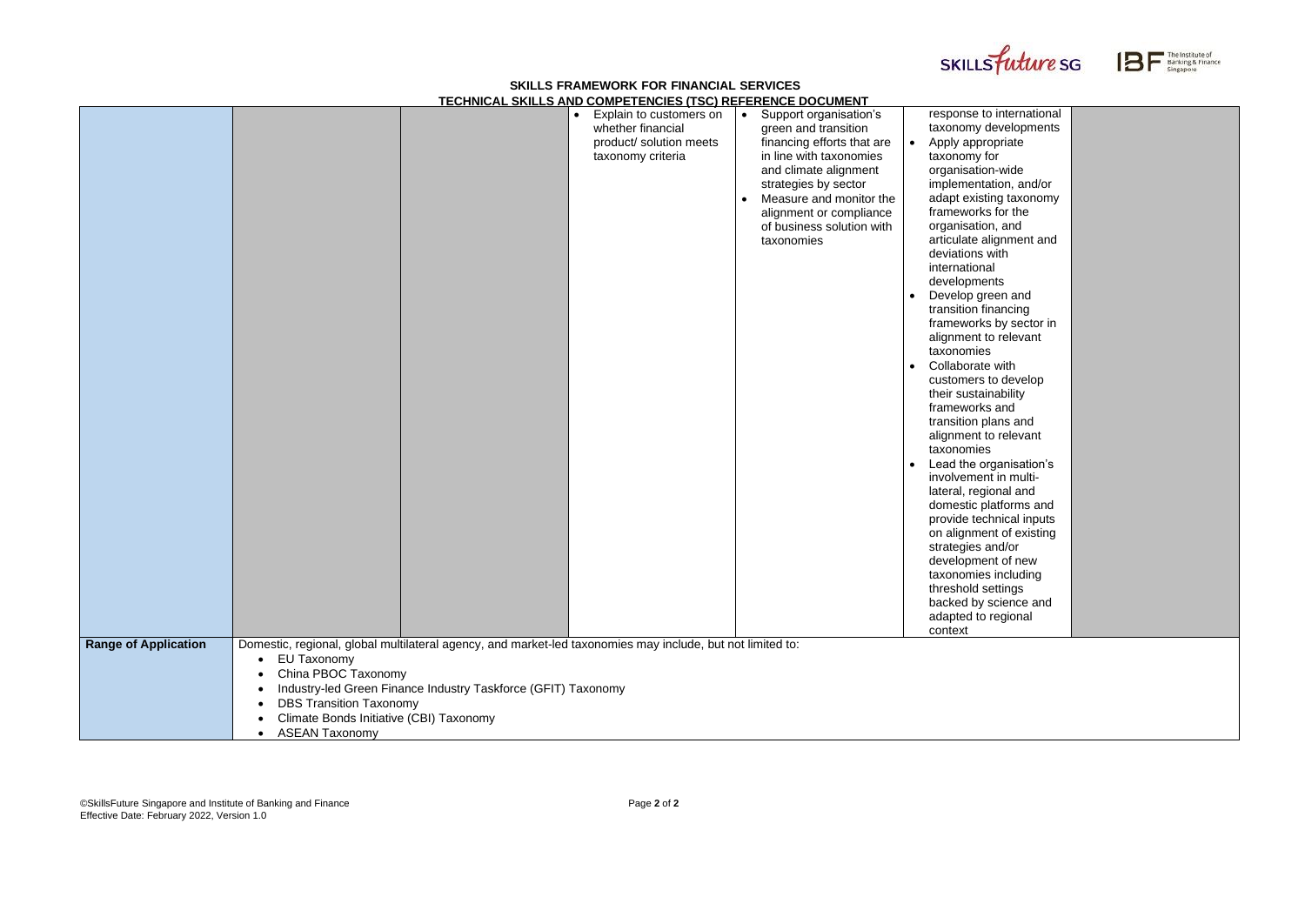**SKILLS FRAMEWORK FOR FINANCIAL SERVICES**
**TECHNICAL SKILLS AND COMPETENCIES (TSC) REFERENCE DOCUMENT**

| | | | | | | |
|---|---|---|---|---|---|---|
| | | | • Explain to customers on whether financial product/ solution meets taxonomy criteria | • Support organisation's green and transition financing efforts that are in line with taxonomies and climate alignment strategies by sector<br>• Measure and monitor the alignment or compliance of business solution with taxonomies | response to international taxonomy developments<br>• Apply appropriate taxonomy for organisation-wide implementation, and/or adapt existing taxonomy frameworks for the organisation, and articulate alignment and deviations with international developments<br>• Develop green and transition financing frameworks by sector in alignment to relevant taxonomies<br>• Collaborate with customers to develop their sustainability frameworks and transition plans and alignment to relevant taxonomies<br>• Lead the organisation's involvement in multi-lateral, regional and domestic platforms and provide technical inputs on alignment of existing strategies and/or development of new taxonomies including threshold settings backed by science and adapted to regional context | |
| **Range of Application** | Domestic, regional, global multilateral agency, and market-led taxonomies may include, but not limited to:<br>• EU Taxonomy<br>• China PBOC Taxonomy<br>• Industry-led Green Finance Industry Taskforce (GFIT) Taxonomy<br>• DBS Transition Taxonomy<br>• Climate Bonds Initiative (CBI) Taxonomy<br>• ASEAN Taxonomy | | | | | |

©SkillsFuture Singapore and Institute of Banking and Finance
Effective Date: February 2022, Version 1.0